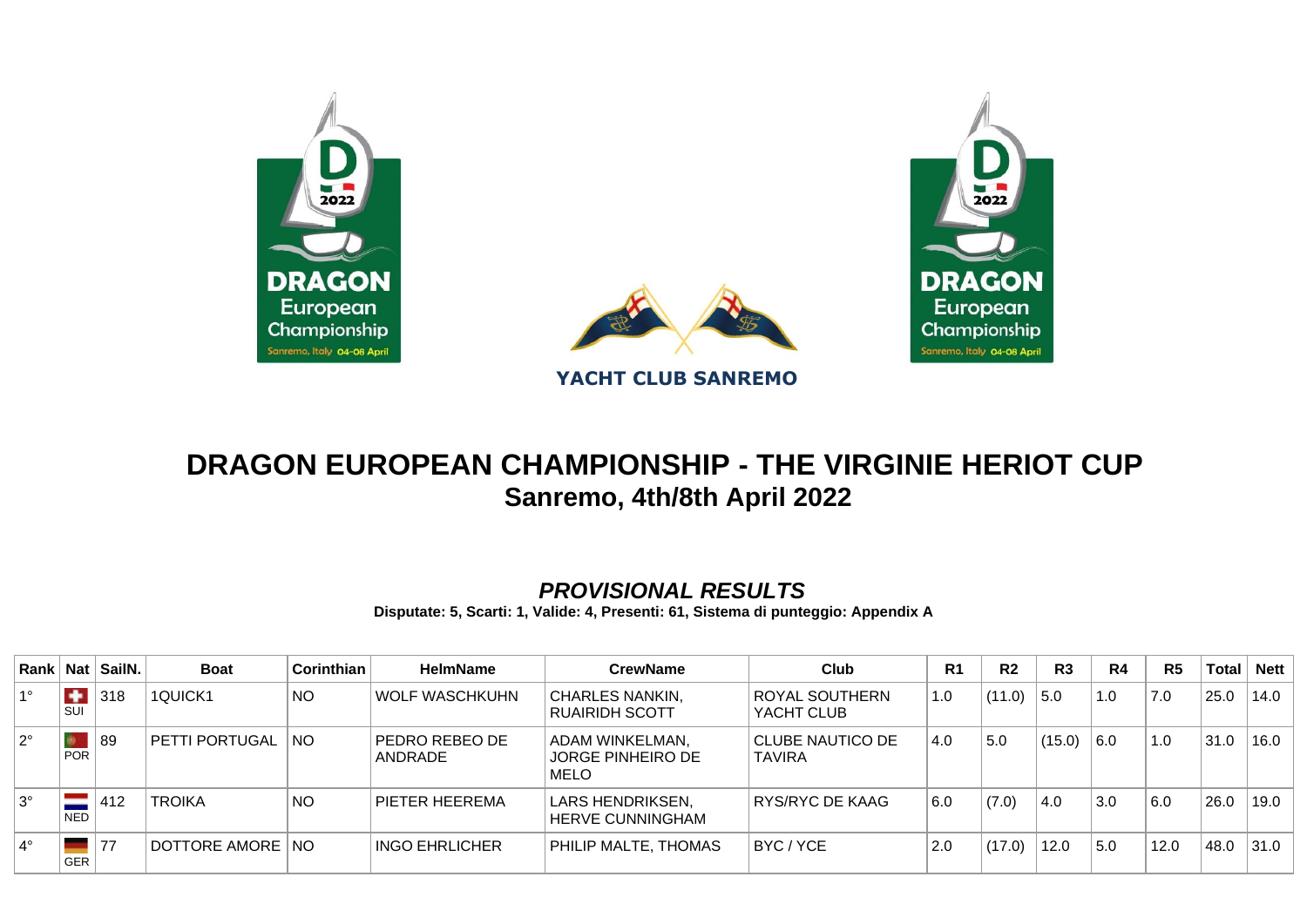YACHT CLUB SANREMO

# DRAGON EUROPEAN CHAMPIONSHIP - THE VIRGINIE HERIOT CUP

## Sanremo, 4th/8th April 2022

### *PROVISIONAL RESULTS*

**Disputate: 5, Scarti: 1, Valide: 4, Presenti: 61, Sistema di punteggio: Appendix A**

| Rank | Nat | SailN. | Boat | Corinthian | HelmName | CrewName | Club | R1 | R2 | R3 | R4 | R5 | Total | Nett |
|---|---|---|---|---|---|---|---|---|---|---|---|---|---|---|
| 1° | SUI | 318 | 1QUICK1 | NO | WOLF WASCHKUHN | CHARLES NANKIN, RUAIRIDH SCOTT | ROYAL SOUTHERN YACHT CLUB | 1.0 | (11.0) | 5.0 | 1.0 | 7.0 | 25.0 | 14.0 |
| 2° | POR | 89 | PETTI PORTUGAL | NO | PEDRO REBEO DE ANDRADE | ADAM WINKELMAN, JORGE PINHEIRO DE MELO | CLUBE NAUTICO DE TAVIRA | 4.0 | 5.0 | (15.0) | 6.0 | 1.0 | 31.0 | 16.0 |
| 3° | NED | 412 | TROIKA | NO | PIETER HEEREMA | LARS HENDRIKSEN, HERVE CUNNINGHAM | RYS/RYC DE KAAG | 6.0 | (7.0) | 4.0 | 3.0 | 6.0 | 26.0 | 19.0 |
| 4° | GER | 77 | DOTTORE AMORE | NO | INGO EHRLICHER | PHILIP MALTE, THOMAS | BYC / YCE | 2.0 | (17.0) | 12.0 | 5.0 | 12.0 | 48.0 | 31.0 |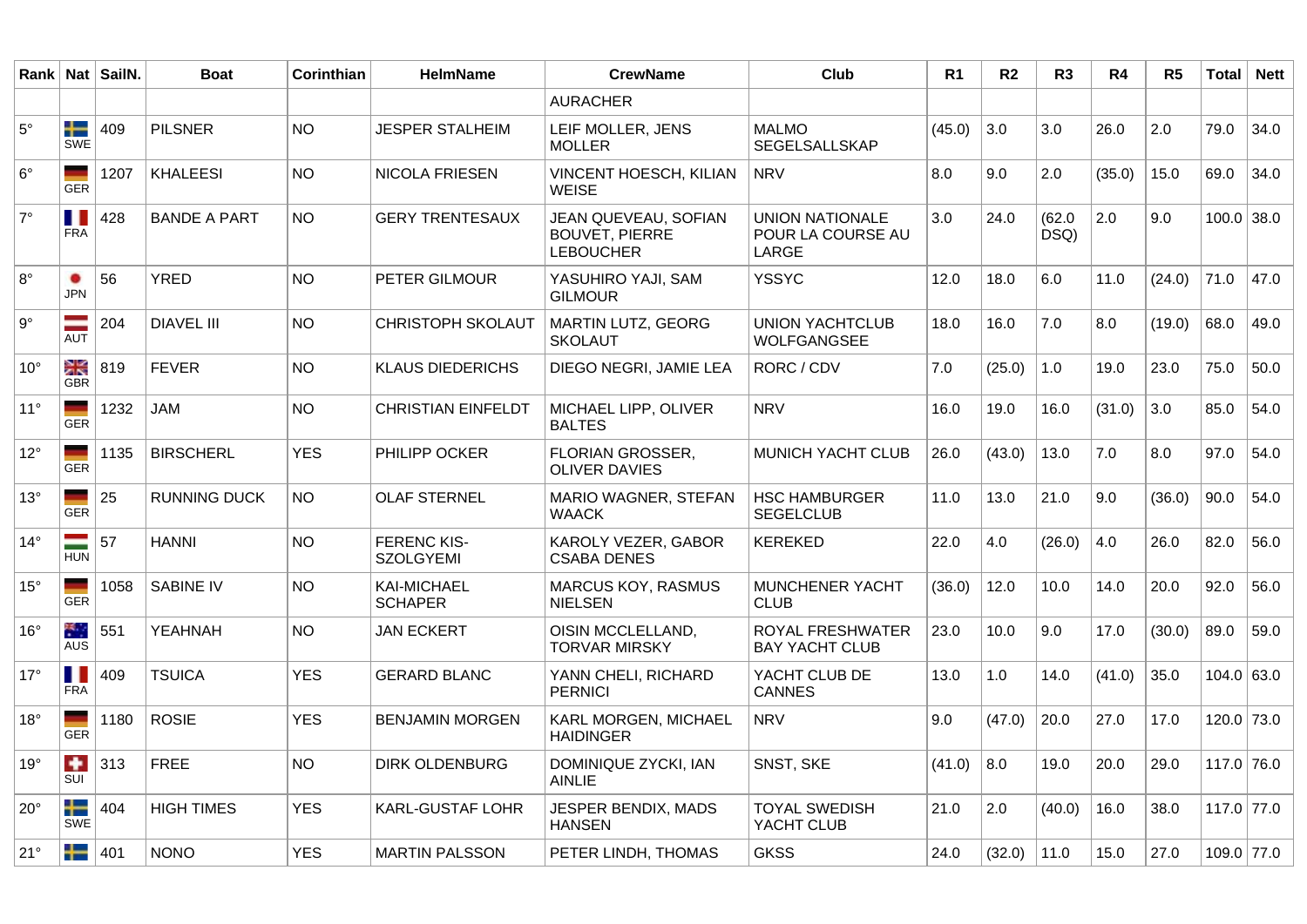| Rank | Nat | SailN. | Boat | Corinthian | HelmName | CrewName | Club | R1 | R2 | R3 | R4 | R5 | Total | Nett |
|---|---|---|---|---|---|---|---|---|---|---|---|---|---|---|
| | | | | | | AURACHER | | | | | | | | |
| 5° | SWE | 409 | PILSNER | NO | JESPER STALHEIM | LEIF MOLLER, JENS MOLLER | MALMO SEGELSALLSKAP | (45.0) | 3.0 | 3.0 | 26.0 | 2.0 | 79.0 | 34.0 |
| 6° | GER | 1207 | KHALEESI | NO | NICOLA FRIESEN | VINCENT HOESCH, KILIAN WEISE | NRV | 8.0 | 9.0 | 2.0 | (35.0) | 15.0 | 69.0 | 34.0 |
| 7° | FRA | 428 | BANDE A PART | NO | GERY TRENTESAUX | JEAN QUEVEAU, SOFIAN BOUVET, PIERRE LEBOUCHER | UNION NATIONALE POUR LA COURSE AU LARGE | 3.0 | 24.0 | (62.0 DSQ) | 2.0 | 9.0 | 100.0 | 38.0 |
| 8° | JPN | 56 | YRED | NO | PETER GILMOUR | YASUHIRO YAJI, SAM GILMOUR | YSSYC | 12.0 | 18.0 | 6.0 | 11.0 | (24.0) | 71.0 | 47.0 |
| 9° | AUT | 204 | DIAVEL III | NO | CHRISTOPH SKOLAUT | MARTIN LUTZ, GEORG SKOLAUT | UNION YACHTCLUB WOLFGANGSEE | 18.0 | 16.0 | 7.0 | 8.0 | (19.0) | 68.0 | 49.0 |
| 10° | GBR | 819 | FEVER | NO | KLAUS DIEDERICHS | DIEGO NEGRI, JAMIE LEA | RORC / CDV | 7.0 | (25.0) | 1.0 | 19.0 | 23.0 | 75.0 | 50.0 |
| 11° | GER | 1232 | JAM | NO | CHRISTIAN EINFELDT | MICHAEL LIPP, OLIVER BALTES | NRV | 16.0 | 19.0 | 16.0 | (31.0) | 3.0 | 85.0 | 54.0 |
| 12° | GER | 1135 | BIRSCHERL | YES | PHILIPP OCKER | FLORIAN GROSSER, OLIVER DAVIES | MUNICH YACHT CLUB | 26.0 | (43.0) | 13.0 | 7.0 | 8.0 | 97.0 | 54.0 |
| 13° | GER | 25 | RUNNING DUCK | NO | OLAF STERNEL | MARIO WAGNER, STEFAN WAACK | HSC HAMBURGER SEGELCLUB | 11.0 | 13.0 | 21.0 | 9.0 | (36.0) | 90.0 | 54.0 |
| 14° | HUN | 57 | HANNI | NO | FERENC KIS-SZOLGYEMI | KAROLY VEZER, GABOR CSABA DENES | KEREKED | 22.0 | 4.0 | (26.0) | 4.0 | 26.0 | 82.0 | 56.0 |
| 15° | GER | 1058 | SABINE IV | NO | KAI-MICHAEL SCHAPER | MARCUS KOY, RASMUS NIELSEN | MUNCHENER YACHT CLUB | (36.0) | 12.0 | 10.0 | 14.0 | 20.0 | 92.0 | 56.0 |
| 16° | AUS | 551 | YEAHNAH | NO | JAN ECKERT | OISIN MCCLELLAND, TORVAR MIRSKY | ROYAL FRESHWATER BAY YACHT CLUB | 23.0 | 10.0 | 9.0 | 17.0 | (30.0) | 89.0 | 59.0 |
| 17° | FRA | 409 | TSUICA | YES | GERARD BLANC | YANN CHELI, RICHARD PERNICI | YACHT CLUB DE CANNES | 13.0 | 1.0 | 14.0 | (41.0) | 35.0 | 104.0 | 63.0 |
| 18° | GER | 1180 | ROSIE | YES | BENJAMIN MORGEN | KARL MORGEN, MICHAEL HAIDINGER | NRV | 9.0 | (47.0) | 20.0 | 27.0 | 17.0 | 120.0 | 73.0 |
| 19° | SUI | 313 | FREE | NO | DIRK OLDENBURG | DOMINIQUE ZYCKI, IAN AINLIE | SNST, SKE | (41.0) | 8.0 | 19.0 | 20.0 | 29.0 | 117.0 | 76.0 |
| 20° | SWE | 404 | HIGH TIMES | YES | KARL-GUSTAF LOHR | JESPER BENDIX, MADS HANSEN | TOYAL SWEDISH YACHT CLUB | 21.0 | 2.0 | (40.0) | 16.0 | 38.0 | 117.0 | 77.0 |
| 21° | | 401 | NONO | YES | MARTIN PALSSON | PETER LINDH, THOMAS | GKSS | 24.0 | (32.0) | 11.0 | 15.0 | 27.0 | 109.0 | 77.0 |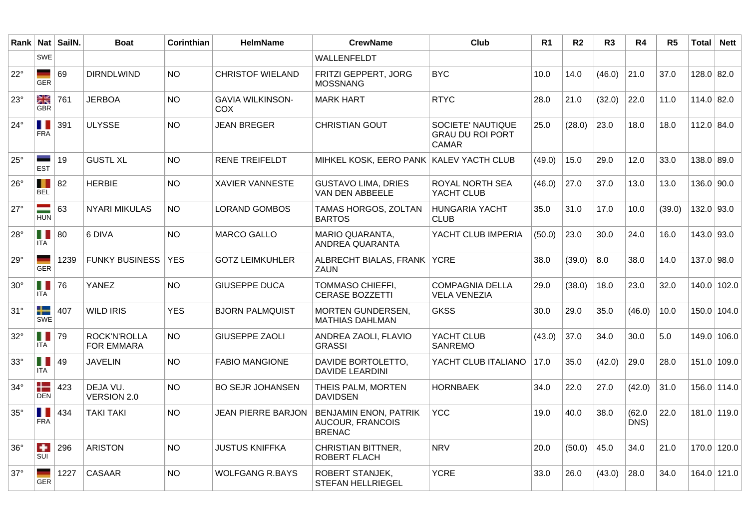| Rank | Nat | SailN. | Boat | Corinthian | HelmName | CrewName | Club | R1 | R2 | R3 | R4 | R5 | Total | Nett |
|---|---|---|---|---|---|---|---|---|---|---|---|---|---|---|
| | SWE | | | | | WALLENFELDT | | | | | | | | |
| 22° | GER | 69 | DIRNDLWIND | NO | CHRISTOF WIELAND | FRITZI GEPPERT, JORG MOSSNANG | BYC | 10.0 | 14.0 | (46.0) | 21.0 | 37.0 | 128.0 | 82.0 |
| 23° | GBR | 761 | JERBOA | NO | GAVIA WILKINSON-COX | MARK HART | RTYC | 28.0 | 21.0 | (32.0) | 22.0 | 11.0 | 114.0 | 82.0 |
| 24° | FRA | 391 | ULYSSE | NO | JEAN BREGER | CHRISTIAN GOUT | SOCIETE' NAUTIQUE GRAU DU ROI PORT CAMAR | 25.0 | (28.0) | 23.0 | 18.0 | 18.0 | 112.0 | 84.0 |
| 25° | EST | 19 | GUSTL XL | NO | RENE TREIFELDT | MIHKEL KOSK, EERO PANK | KALEV YACTH CLUB | (49.0) | 15.0 | 29.0 | 12.0 | 33.0 | 138.0 | 89.0 |
| 26° | BEL | 82 | HERBIE | NO | XAVIER VANNESTE | GUSTAVO LIMA, DRIES VAN DEN ABBEELE | ROYAL NORTH SEA YACHT CLUB | (46.0) | 27.0 | 37.0 | 13.0 | 13.0 | 136.0 | 90.0 |
| 27° | HUN | 63 | NYARI MIKULAS | NO | LORAND GOMBOS | TAMAS HORGOS, ZOLTAN BARTOS | HUNGARIA YACHT CLUB | 35.0 | 31.0 | 17.0 | 10.0 | (39.0) | 132.0 | 93.0 |
| 28° | ITA | 80 | 6 DIVA | NO | MARCO GALLO | MARIO QUARANTA, ANDREA QUARANTA | YACHT CLUB IMPERIA | (50.0) | 23.0 | 30.0 | 24.0 | 16.0 | 143.0 | 93.0 |
| 29° | GER | 1239 | FUNKY BUSINESS | YES | GOTZ LEIMKUHLER | ALBRECHT BIALAS, FRANK ZAUN | YCRE | 38.0 | (39.0) | 8.0 | 38.0 | 14.0 | 137.0 | 98.0 |
| 30° | ITA | 76 | YANEZ | NO | GIUSEPPE DUCA | TOMMASO CHIEFFI, CERASE BOZZETTI | COMPAGNIA DELLA VELA VENEZIA | 29.0 | (38.0) | 18.0 | 23.0 | 32.0 | 140.0 | 102.0 |
| 31° | SWE | 407 | WILD IRIS | YES | BJORN PALMQUIST | MORTEN GUNDERSEN, MATHIAS DAHLMAN | GKSS | 30.0 | 29.0 | 35.0 | (46.0) | 10.0 | 150.0 | 104.0 |
| 32° | ITA | 79 | ROCK'N'ROLLA FOR EMMARA | NO | GIUSEPPE ZAOLI | ANDREA ZAOLI, FLAVIO GRASSI | YACHT CLUB SANREMO | (43.0) | 37.0 | 34.0 | 30.0 | 5.0 | 149.0 | 106.0 |
| 33° | ITA | 49 | JAVELIN | NO | FABIO MANGIONE | DAVIDE BORTOLETTO, DAVIDE LEARDINI | YACHT CLUB ITALIANO | 17.0 | 35.0 | (42.0) | 29.0 | 28.0 | 151.0 | 109.0 |
| 34° | DEN | 423 | DEJA VU. VERSION 2.0 | NO | BO SEJR JOHANSEN | THEIS PALM, MORTEN DAVIDSEN | HORNBAEK | 34.0 | 22.0 | 27.0 | (42.0) | 31.0 | 156.0 | 114.0 |
| 35° | FRA | 434 | TAKI TAKI | NO | JEAN PIERRE BARJON | BENJAMIN ENON, PATRIK AUCOUR, FRANCOIS BRENAC | YCC | 19.0 | 40.0 | 38.0 | (62.0 DNS) | 22.0 | 181.0 | 119.0 |
| 36° | SUI | 296 | ARISTON | NO | JUSTUS KNIFFKA | CHRISTIAN BITTNER, ROBERT FLACH | NRV | 20.0 | (50.0) | 45.0 | 34.0 | 21.0 | 170.0 | 120.0 |
| 37° | GER | 1227 | CASAAR | NO | WOLFGANG R.BAYS | ROBERT STANJEK, STEFAN HELLRIEGEL | YCRE | 33.0 | 26.0 | (43.0) | 28.0 | 34.0 | 164.0 | 121.0 |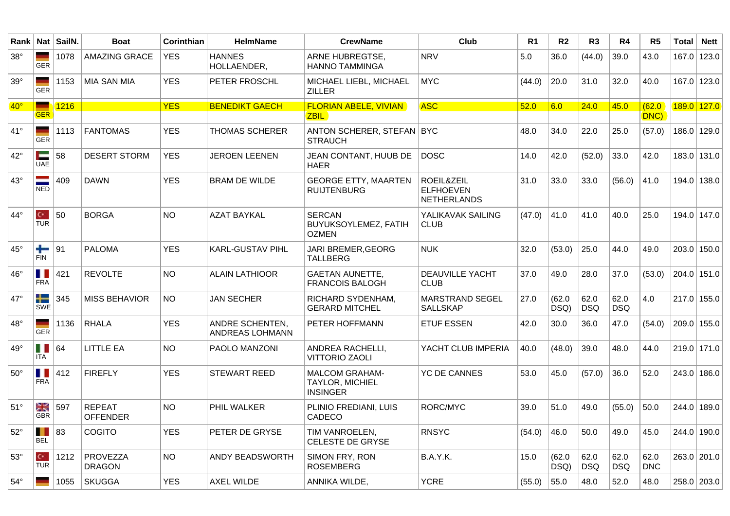| Rank | Nat | SailN. | Boat | Corinthian | HelmName | CrewName | Club | R1 | R2 | R3 | R4 | R5 | Total | Nett |
|---|---|---|---|---|---|---|---|---|---|---|---|---|---|---|
| 38° | GER | 1078 | AMAZING GRACE | YES | HANNES HOLLAENDER, | ARNE HUBREGTSE, HANNO TAMMINGA | NRV | 5.0 | 36.0 | (44.0) | 39.0 | 43.0 | 167.0 | 123.0 |
| 39° | GER | 1153 | MIA SAN MIA | YES | PETER FROSCHL | MICHAEL LIEBL, MICHAEL ZILLER | MYC | (44.0) | 20.0 | 31.0 | 32.0 | 40.0 | 167.0 | 123.0 |
| 40° | GER | 1216 | | YES | BENEDIKT GAECH | FLORIAN ABELE, VIVIAN ZBIL | ASC | 52.0 | 6.0 | 24.0 | 45.0 | (62.0 DNC) | 189.0 | 127.0 |
| 41° | GER | 1113 | FANTOMAS | YES | THOMAS SCHERER | ANTON SCHERER, STEFAN STRAUCH | BYC | 48.0 | 34.0 | 22.0 | 25.0 | (57.0) | 186.0 | 129.0 |
| 42° | UAE | 58 | DESERT STORM | YES | JEROEN LEENEN | JEAN CONTANT, HUUB DE HAER | DOSC | 14.0 | 42.0 | (52.0) | 33.0 | 42.0 | 183.0 | 131.0 |
| 43° | NED | 409 | DAWN | YES | BRAM DE WILDE | GEORGE ETTY, MAARTEN RUIJTENBURG | ROEIL&ZEIL ELFHOEVEN NETHERLANDS | 31.0 | 33.0 | 33.0 | (56.0) | 41.0 | 194.0 | 138.0 |
| 44° | TUR | 50 | BORGA | NO | AZAT BAYKAL | SERCAN BUYUKSOYLEMEZ, FATIH OZMEN | YALIKAVAK SAILING CLUB | (47.0) | 41.0 | 41.0 | 40.0 | 25.0 | 194.0 | 147.0 |
| 45° | FIN | 91 | PALOMA | YES | KARL-GUSTAV PIHL | JARI BREMER,GEORG TALLBERG | NUK | 32.0 | (53.0) | 25.0 | 44.0 | 49.0 | 203.0 | 150.0 |
| 46° | FRA | 421 | REVOLTE | NO | ALAIN LATHIOOR | GAETAN AUNETTE, FRANCOIS BALOGH | DEAUVILLE YACHT CLUB | 37.0 | 49.0 | 28.0 | 37.0 | (53.0) | 204.0 | 151.0 |
| 47° | SWE | 345 | MISS BEHAVIOR | NO | JAN SECHER | RICHARD SYDENHAM, GERARD MITCHEL | MARSTRAND SEGEL SALLSKAP | 27.0 | (62.0 DSQ) | 62.0 DSQ | 62.0 DSQ | 4.0 | 217.0 | 155.0 |
| 48° | GER | 1136 | RHALA | YES | ANDRE SCHENTEN, ANDREAS LOHMANN | PETER HOFFMANN | ETUF ESSEN | 42.0 | 30.0 | 36.0 | 47.0 | (54.0) | 209.0 | 155.0 |
| 49° | ITA | 64 | LITTLE EA | NO | PAOLO MANZONI | ANDREA RACHELLI, VITTORIO ZAOLI | YACHT CLUB IMPERIA | 40.0 | (48.0) | 39.0 | 48.0 | 44.0 | 219.0 | 171.0 |
| 50° | FRA | 412 | FIREFLY | YES | STEWART REED | MALCOM GRAHAM-TAYLOR, MICHIEL INSINGER | YC DE CANNES | 53.0 | 45.0 | (57.0) | 36.0 | 52.0 | 243.0 | 186.0 |
| 51° | GBR | 597 | REPEAT OFFENDER | NO | PHIL WALKER | PLINIO FREDIANI, LUIS CADECO | RORC/MYC | 39.0 | 51.0 | 49.0 | (55.0) | 50.0 | 244.0 | 189.0 |
| 52° | BEL | 83 | COGITO | YES | PETER DE GRYSE | TIM VANROELEN, CELESTE DE GRYSE | RNSYC | (54.0) | 46.0 | 50.0 | 49.0 | 45.0 | 244.0 | 190.0 |
| 53° | TUR | 1212 | PROVEZZA DRAGON | NO | ANDY BEADSWORTH | SIMON FRY, RON ROSEMBERG | B.A.Y.K. | 15.0 | (62.0 DSQ) | 62.0 DSQ | 62.0 DSQ | 62.0 DNC | 263.0 | 201.0 |
| 54° | | 1055 | SKUGGA | YES | AXEL WILDE | ANNIKA WILDE, | YCRE | (55.0) | 55.0 | 48.0 | 52.0 | 48.0 | 258.0 | 203.0 |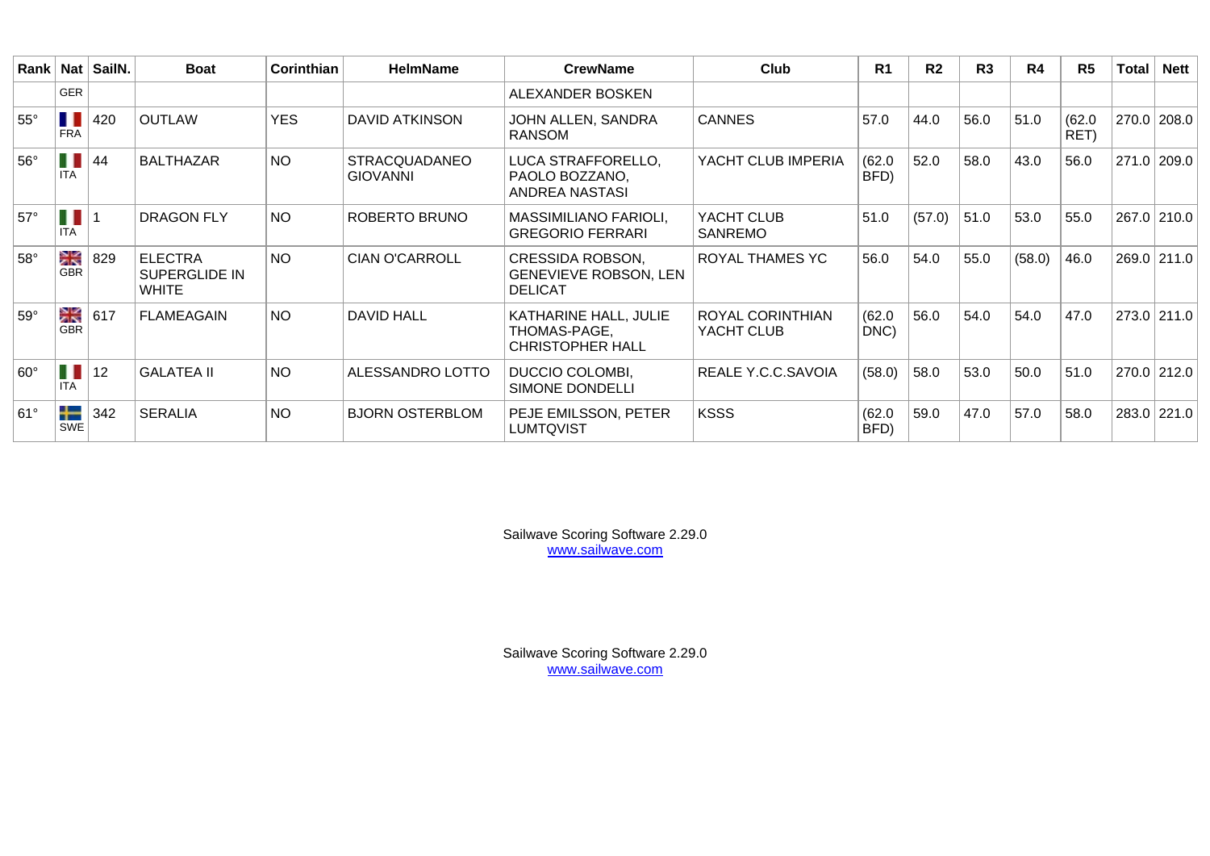| Rank | Nat | SailN. | Boat | Corinthian | HelmName | CrewName | Club | R1 | R2 | R3 | R4 | R5 | Total | Nett |
|---|---|---|---|---|---|---|---|---|---|---|---|---|---|---|
| | GER | | | | | ALEXANDER BOSKEN | | | | | | | | |
| 55° | FRA | 420 | OUTLAW | YES | DAVID ATKINSON | JOHN ALLEN, SANDRA RANSOM | CANNES | 57.0 | 44.0 | 56.0 | 51.0 | (62.0 RET) | 270.0 | 208.0 |
| 56° | ITA | 44 | BALTHAZAR | NO | STRACQUADANEO GIOVANNI | LUCA STRAFFORELLO, PAOLO BOZZANO, ANDREA NASTASI | YACHT CLUB IMPERIA | (62.0 BFD) | 52.0 | 58.0 | 43.0 | 56.0 | 271.0 | 209.0 |
| 57° | ITA | 1 | DRAGON FLY | NO | ROBERTO BRUNO | MASSIMILIANO FARIOLI, GREGORIO FERRARI | YACHT CLUB SANREMO | 51.0 | (57.0) | 51.0 | 53.0 | 55.0 | 267.0 | 210.0 |
| 58° | GBR | 829 | ELECTRA SUPERGLIDE IN WHITE | NO | CIAN O'CARROLL | CRESSIDA ROBSON, GENEVIEVE ROBSON, LEN DELICAT | ROYAL THAMES YC | 56.0 | 54.0 | 55.0 | (58.0) | 46.0 | 269.0 | 211.0 |
| 59° | GBR | 617 | FLAMEAGAIN | NO | DAVID HALL | KATHARINE HALL, JULIE THOMAS-PAGE, CHRISTOPHER HALL | ROYAL CORINTHIAN YACHT CLUB | (62.0 DNC) | 56.0 | 54.0 | 54.0 | 47.0 | 273.0 | 211.0 |
| 60° | ITA | 12 | GALATEA II | NO | ALESSANDRO LOTTO | DUCCIO COLOMBI, SIMONE DONDELLI | REALE Y.C.C.SAVOIA | (58.0) | 58.0 | 53.0 | 50.0 | 51.0 | 270.0 | 212.0 |
| 61° | SWE | 342 | SERALIA | NO | BJORN OSTERBLOM | PEJE EMILSSON, PETER LUMTQVIST | KSSS | (62.0 BFD) | 59.0 | 47.0 | 57.0 | 58.0 | 283.0 | 221.0 |

Sailwave Scoring Software 2.29.0
www.sailwave.com

Sailwave Scoring Software 2.29.0
www.sailwave.com